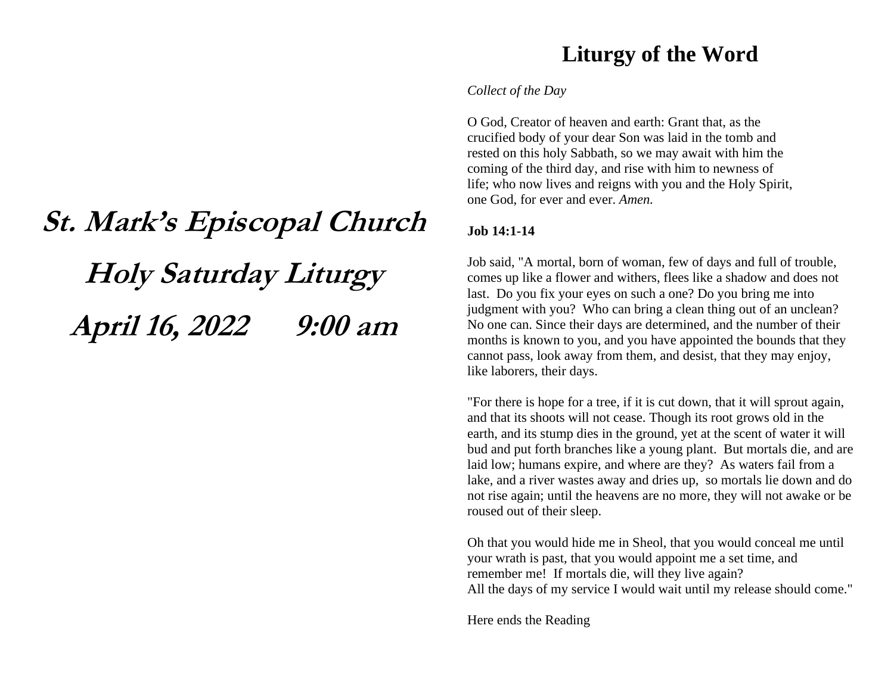# St. Mark's Episcopal Church

# Holy Saturday Liturgy

# April 16, 2022 9:00 am

## Liturgy of the Word

*Collect of the Day*

O God, Creator of heaven and earth: Grant that, as the crucified body of your dear Son was laid in the tomb and rested on this holy Sabbath, so we may await with him the coming of the third day, and rise with him to newness of life; who now lives and reigns with you and the Holy Spirit, one God, for ever and ever. *Amen.*

**Job 14:1-14**

Job said, "A mortal, born of woman, few of days and full of trouble, comes up like a flower and withers, flees like a shadow and does not last. Do you fix your eyes on such a one? Do you bring me into judgment with you? Who can bring a clean thing out of an unclean? No one can. Since their days are determined, and the number of their months is known to you, and you have appointed the bounds that they cannot pass, look away from them, and desist, that they may enjoy, like laborers, their days.

"For there is hope for a tree, if it is cut down, that it will sprout again, and that its shoots will not cease. Though its root grows old in the earth, and its stump dies in the ground, yet at the scent of water it will bud and put forth branches like a young plant. But mortals die, and are laid low; humans expire, and where are they? As waters fail from a lake, and a river wastes away and dries up, so mortals lie down and do not rise again; until the heavens are no more, they will not awake or be roused out of their sleep.

Oh that you would hide me in Sheol, that you would conceal me until your wrath is past, that you would appoint me a set time, and remember me! If mortals die, will they live again?
All the days of my service I would wait until my release should come."

Here ends the Reading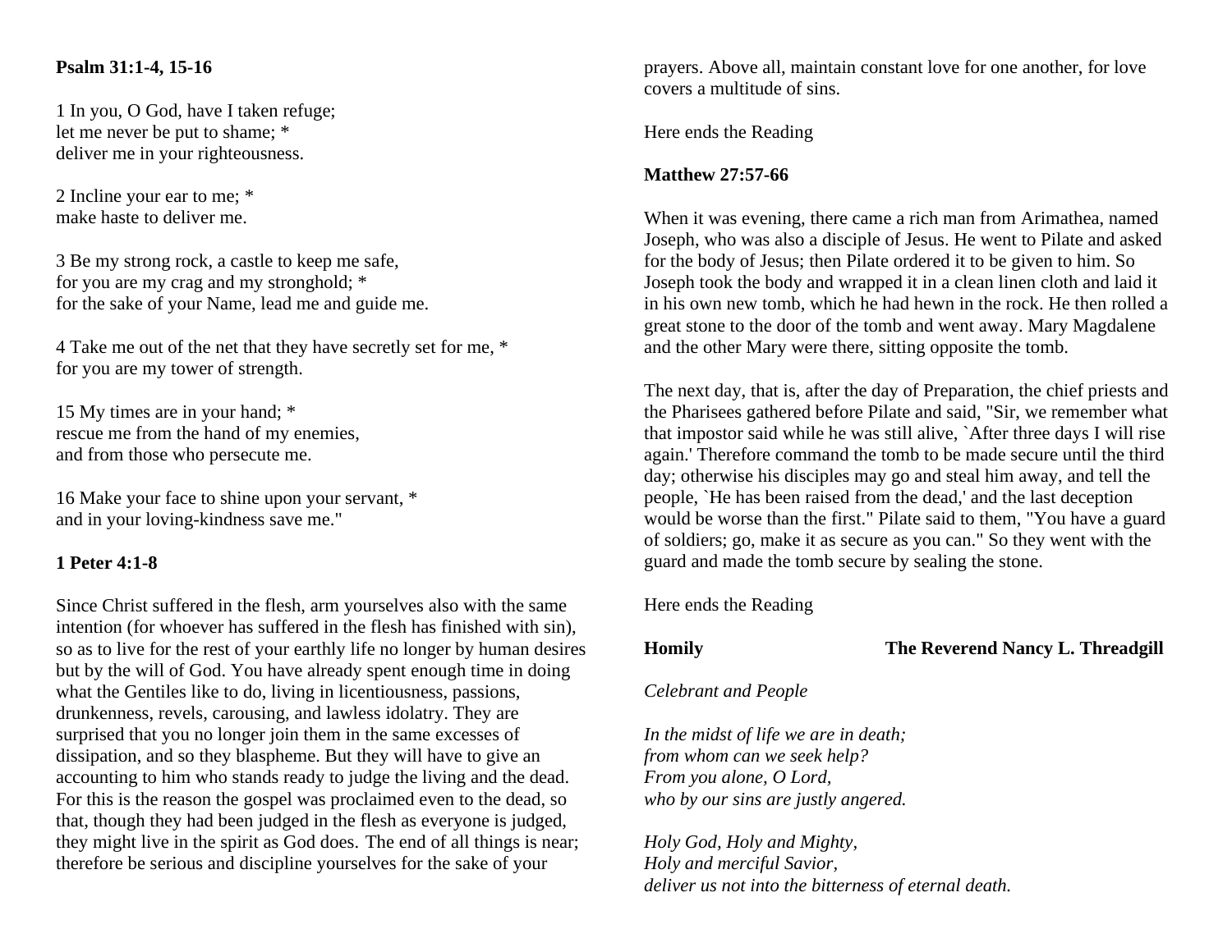**Psalm 31:1-4, 15-16**

1 In you, O God, have I taken refuge;
let me never be put to shame; *
deliver me in your righteousness.

2 Incline your ear to me; *
make haste to deliver me.

3 Be my strong rock, a castle to keep me safe,
for you are my crag and my stronghold; *
for the sake of your Name, lead me and guide me.

4 Take me out of the net that they have secretly set for me, *
for you are my tower of strength.

15 My times are in your hand; *
rescue me from the hand of my enemies,
and from those who persecute me.

16 Make your face to shine upon your servant, *
and in your loving-kindness save me."

**1 Peter 4:1-8**

Since Christ suffered in the flesh, arm yourselves also with the same intention (for whoever has suffered in the flesh has finished with sin), so as to live for the rest of your earthly life no longer by human desires but by the will of God. You have already spent enough time in doing what the Gentiles like to do, living in licentiousness, passions, drunkenness, revels, carousing, and lawless idolatry. They are surprised that you no longer join them in the same excesses of dissipation, and so they blaspheme. But they will have to give an accounting to him who stands ready to judge the living and the dead. For this is the reason the gospel was proclaimed even to the dead, so that, though they had been judged in the flesh as everyone is judged, they might live in the spirit as God does. The end of all things is near; therefore be serious and discipline yourselves for the sake of your prayers. Above all, maintain constant love for one another, for love covers a multitude of sins.

Here ends the Reading

**Matthew 27:57-66**

When it was evening, there came a rich man from Arimathea, named Joseph, who was also a disciple of Jesus. He went to Pilate and asked for the body of Jesus; then Pilate ordered it to be given to him. So Joseph took the body and wrapped it in a clean linen cloth and laid it in his own new tomb, which he had hewn in the rock. He then rolled a great stone to the door of the tomb and went away. Mary Magdalene and the other Mary were there, sitting opposite the tomb.

The next day, that is, after the day of Preparation, the chief priests and the Pharisees gathered before Pilate and said, "Sir, we remember what that impostor said while he was still alive, `After three days I will rise again.' Therefore command the tomb to be made secure until the third day; otherwise his disciples may go and steal him away, and tell the people, `He has been raised from the dead,' and the last deception would be worse than the first." Pilate said to them, "You have a guard of soldiers; go, make it as secure as you can." So they went with the guard and made the tomb secure by sealing the stone.

Here ends the Reading

**Homily** **The Reverend Nancy L. Threadgill**

*Celebrant and People*

*In the midst of life we are in death;*
*from whom can we seek help?*
*From you alone, O Lord,*
*who by our sins are justly angered.*

*Holy God, Holy and Mighty,*
*Holy and merciful Savior,*
*deliver us not into the bitterness of eternal death.*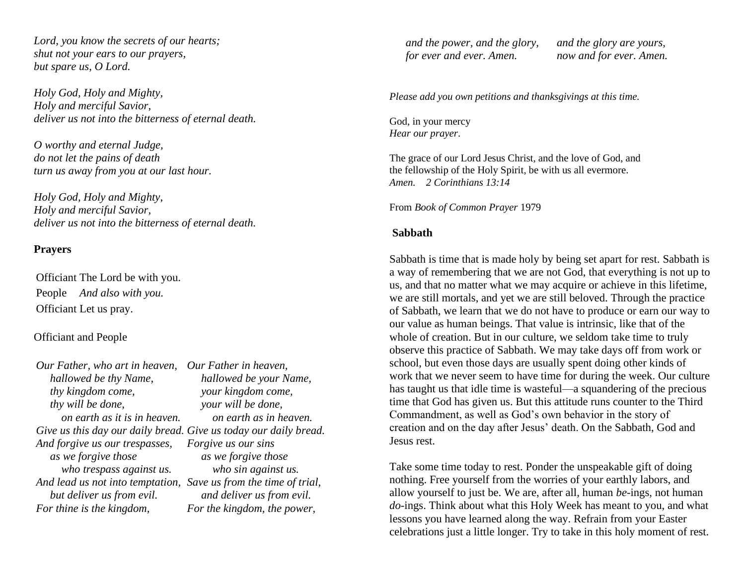*Lord, you know the secrets of our hearts;*
*shut not your ears to our prayers,*
*but spare us, O Lord.*

*Holy God, Holy and Mighty,*
*Holy and merciful Savior,*
*deliver us not into the bitterness of eternal death.*

*O worthy and eternal Judge,*
*do not let the pains of death*
*turn us away from you at our last hour.*

*Holy God, Holy and Mighty,*
*Holy and merciful Savior,*
*deliver us not into the bitterness of eternal death.*

**Prayers**

Officiant The Lord be with you.
People *And also with you.*
Officiant Let us pray.

Officiant and People

| | |
|---|---|
| *Our Father, who art in heaven,* | *Our Father in heaven,* |
| *hallowed be thy Name,* | *hallowed be your Name,* |
| *thy kingdom come,* | *your kingdom come,* |
| *thy will be done,* | *your will be done,* |
| *on earth as it is in heaven.* | *on earth as in heaven.* |
| *Give us this day our daily bread.* | *Give us today our daily bread.* |
| *And forgive us our trespasses,* | *Forgive us our sins* |
| *as we forgive those* | *as we forgive those* |
| *who trespass against us.* | *who sin against us.* |
| *And lead us not into temptation,* | *Save us from the time of trial,* |
| *but deliver us from evil.* | *and deliver us from evil.* |
| *For thine is the kingdom,* | *For the kingdom, the power,* |
| *and the power, and the glory,* | *and the glory are yours,* |
| *for ever and ever. Amen.* | *now and for ever. Amen.* |

*Please add you own petitions and thanksgivings at this time.*

God, in your mercy
*Hear our prayer*.

The grace of our Lord Jesus Christ, and the love of God, and the fellowship of the Holy Spirit, be with us all evermore.
*Amen. 2 Corinthians 13:14*

From *Book of Common Prayer* 1979

**Sabbath**

Sabbath is time that is made holy by being set apart for rest. Sabbath is a way of remembering that we are not God, that everything is not up to us, and that no matter what we may acquire or achieve in this lifetime, we are still mortals, and yet we are still beloved. Through the practice of Sabbath, we learn that we do not have to produce or earn our way to our value as human beings. That value is intrinsic, like that of the whole of creation. But in our culture, we seldom take time to truly observe this practice of Sabbath. We may take days off from work or school, but even those days are usually spent doing other kinds of work that we never seem to have time for during the week. Our culture has taught us that idle time is wasteful—a squandering of the precious time that God has given us. But this attitude runs counter to the Third Commandment, as well as God's own behavior in the story of creation and on the day after Jesus' death. On the Sabbath, God and Jesus rest.

Take some time today to rest. Ponder the unspeakable gift of doing nothing. Free yourself from the worries of your earthly labors, and allow yourself to just be. We are, after all, human *be*-ings, not human *do*-ings. Think about what this Holy Week has meant to you, and what lessons you have learned along the way. Refrain from your Easter celebrations just a little longer. Try to take in this holy moment of rest.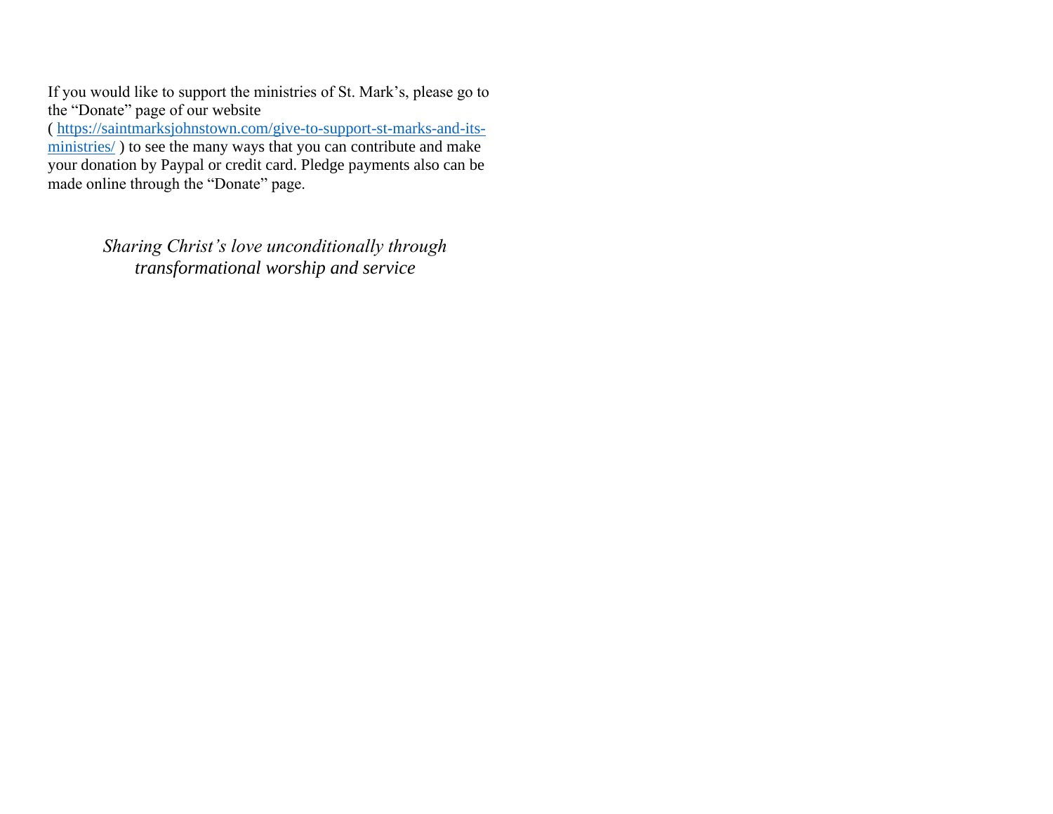If you would like to support the ministries of St. Mark's, please go to the "Donate" page of our website ( [https://saintmarksjohnstown.com/give-to-support-st-marks-and-its-ministries/](https://saintmarksjohnstown.com/give-to-support-st-marks-and-its-ministries/) ) to see the many ways that you can contribute and make your donation by Paypal or credit card. Pledge payments also can be made online through the "Donate" page.

*Sharing Christ's love unconditionally through transformational worship and service*